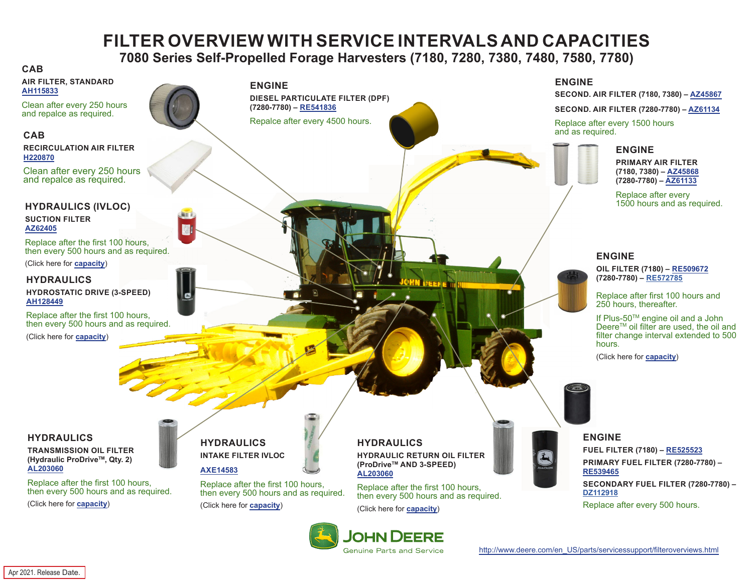# FILTER OVERVIEW WITH SERVICE INTERVALS AND CAPACITIES

## 7080 Series Self-Propelled Forage Harvesters (7180, 7280, 7380, 7480, 7580, 7780)

### CAB

**AIR FILTER, STANDARD**
AH115833

Clean after every 250 hours and repalce as required.

### CAB

**RECIRCULATION AIR FILTER**
H220870

Clean after every 250 hours and repalce as required.

### HYDRAULICS (IVLOC)

**SUCTION FILTER**
AZ62405

Replace after the first 100 hours, then every 500 hours and as required.

(Click here for capacity)

### HYDRAULICS

**HYDROSTATIC DRIVE (3-SPEED)**
AH128449

Replace after the first 100 hours, then every 500 hours and as required.

(Click here for capacity)

### ENGINE

**DIESEL PARTICULATE FILTER (DPF) (7280-7780) – RE541836**

Repalce after every 4500 hours.

### ENGINE

**SECOND. AIR FILTER (7180, 7380) – AZ45867**

**SECOND. AIR FILTER (7280-7780) – AZ61134**

Replace after every 1500 hours and as required.

### ENGINE

**PRIMARY AIR FILTER**
**(7180, 7380) – AZ45868**
**(7280-7780) – AZ61133**

Replace after every 1500 hours and as required.

### ENGINE

**OIL FILTER (7180) – RE509672**
**(7280-7780) – RE572785**

Replace after first 100 hours and 250 hours, thereafter.

If Plus-50™ engine oil and a John Deere™ oil filter are used, the oil and filter change interval extended to 500 hours.

(Click here for capacity)

### HYDRAULICS

**TRANSMISSION OIL FILTER (Hydraulic ProDrive™, Qty. 2)**
AL203060

Replace after the first 100 hours, then every 500 hours and as required.

(Click here for capacity)

### HYDRAULICS

**INTAKE FILTER IVLOC**
AXE14583

Replace after the first 100 hours, then every 500 hours and as required.

(Click here for capacity)

### HYDRAULICS

**HYDRAULIC RETURN OIL FILTER (ProDrive™ AND 3-SPEED)**
AL203060

Replace after the first 100 hours, then every 500 hours and as required.

(Click here for capacity)

### ENGINE

**FUEL FILTER (7180) – RE525523**

**PRIMARY FUEL FILTER (7280-7780) – RE539465**

**SECONDARY FUEL FILTER (7280-7780) – DZ112918**

Replace after every 500 hours.

JOHN DEERE
Genuine Parts and Service

http://www.deere.com/en_US/parts/servicessupport/filteroverviews.html

Apr 2021. Release Date.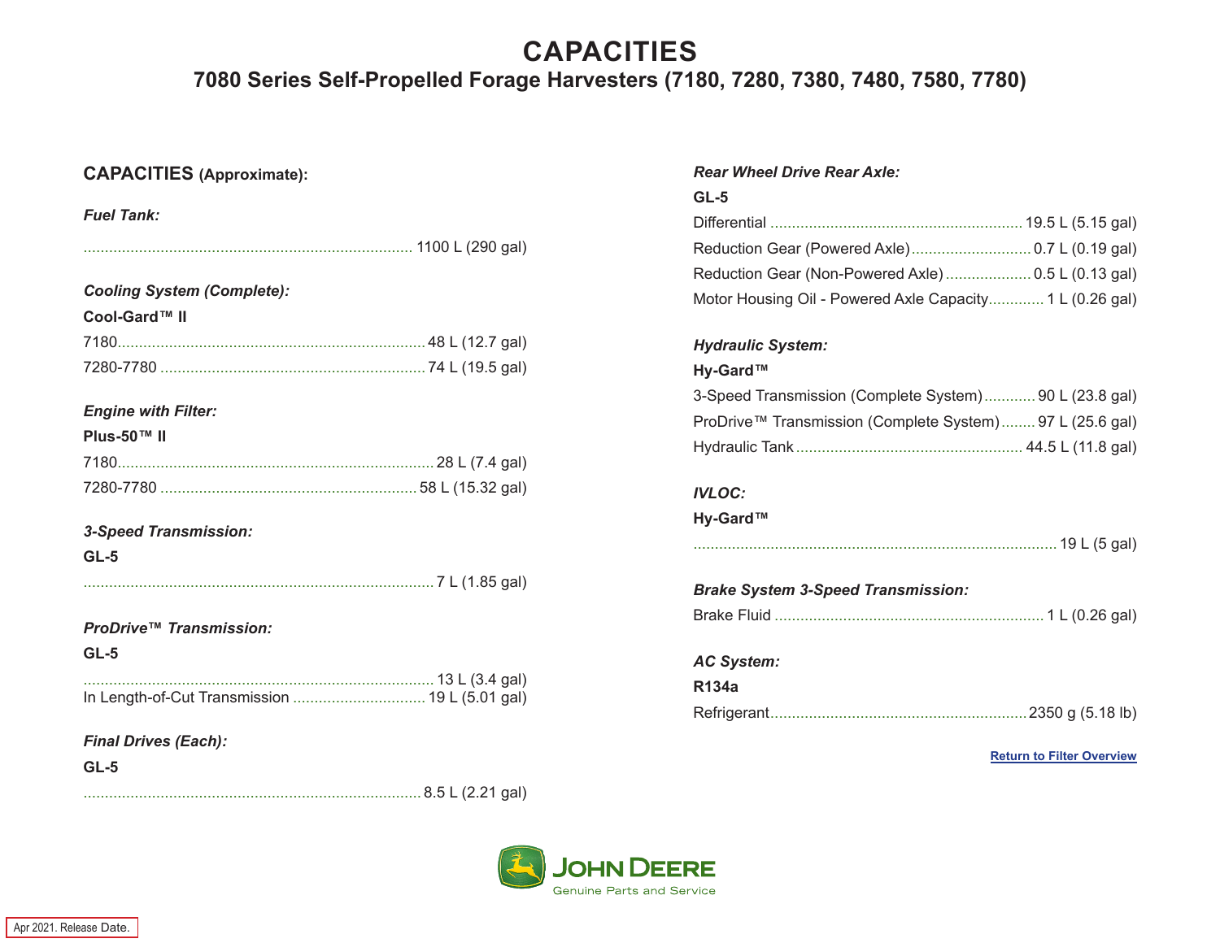# CAPACITIES

## 7080 Series Self-Propelled Forage Harvesters (7180, 7280, 7380, 7480, 7580, 7780)

### CAPACITIES (Approximate):

***Fuel Tank:***

.......... 1100 L (290 gal)

***Cooling System (Complete):***

**Cool-Gard™ II**

7180.......... 48 L (12.7 gal)

7280-7780 .......... 74 L (19.5 gal)

***Engine with Filter:***

**Plus-50™ II**

7180.......... 28 L (7.4 gal)

7280-7780 .......... 58 L (15.32 gal)

***3-Speed Transmission:***

**GL-5**

.......... 7 L (1.85 gal)

***ProDrive™ Transmission:***

**GL-5**

.......... 13 L (3.4 gal)

In Length-of-Cut Transmission .......... 19 L (5.01 gal)

***Final Drives (Each):***

**GL-5**

.......... 8.5 L (2.21 gal)

***Rear Wheel Drive Rear Axle:***

**GL-5**

Differential .......... 19.5 L (5.15 gal)

Reduction Gear (Powered Axle).......... 0.7 L (0.19 gal)

Reduction Gear (Non-Powered Axle) .......... 0.5 L (0.13 gal)

Motor Housing Oil - Powered Axle Capacity.......... 1 L (0.26 gal)

***Hydraulic System:***

**Hy-Gard™**

3-Speed Transmission (Complete System).......... 90 L (23.8 gal)

ProDrive™ Transmission (Complete System).......... 97 L (25.6 gal)

Hydraulic Tank .......... 44.5 L (11.8 gal)

***IVLOC:***

**Hy-Gard™**

.......... 19 L (5 gal)

***Brake System 3-Speed Transmission:***

Brake Fluid .......... 1 L (0.26 gal)

***AC System:***

**R134a**

Refrigerant.......... 2350 g (5.18 lb)

Return to Filter Overview

JOHN DEERE
Genuine Parts and Service

Apr 2021. Release Date.